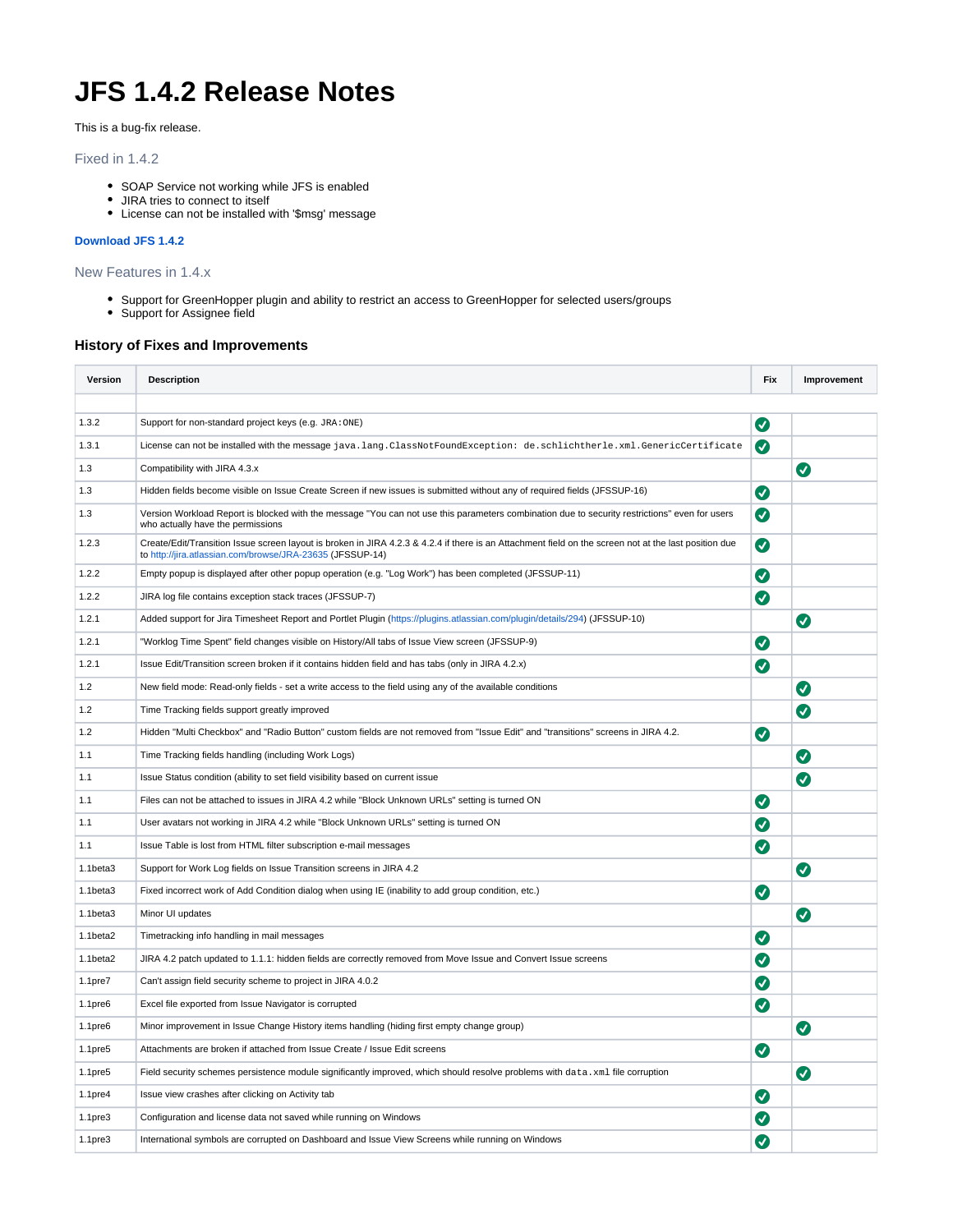# JFS 1.4.2 Release Notes

This is a bug-fix release.

## Fixed in 1.4.2

- SOAP Service not working while JFS is enabled
- JIRA tries to connect to itself
- License can not be installed with '$msg' message

**Download JFS 1.4.2**

## New Features in 1.4.x

- Support for GreenHopper plugin and ability to restrict an access to GreenHopper for selected users/groups
- Support for Assignee field

### History of Fixes and Improvements

| Version | Description | Fix | Improvement |
|---|---|---|---|
| | | | |
| 1.3.2 | Support for non-standard project keys (e.g. `JRA:ONE`) | ✔ | |
| 1.3.1 | License can not be installed with the message `java.lang.ClassNotFoundException: de.schlichtherle.xml.GenericCertificate` | ✔ | |
| 1.3 | Compatibility with JIRA 4.3.x | | ✔ |
| 1.3 | Hidden fields become visible on Issue Create Screen if new issues is submitted without any of required fields (JFSSUP-16) | ✔ | |
| 1.3 | Version Workload Report is blocked with the message "You can not use this parameters combination due to security restrictions" even for users who actually have the permissions | ✔ | |
| 1.2.3 | Create/Edit/Transition Issue screen layout is broken in JIRA 4.2.3 & 4.2.4 if there is an Attachment field on the screen not at the last position due to http://jira.atlassian.com/browse/JRA-23635 (JFSSUP-14) | ✔ | |
| 1.2.2 | Empty popup is displayed after other popup operation (e.g. "Log Work") has been completed (JFSSUP-11) | ✔ | |
| 1.2.2 | JIRA log file contains exception stack traces (JFSSUP-7) | ✔ | |
| 1.2.1 | Added support for Jira Timesheet Report and Portlet Plugin (https://plugins.atlassian.com/plugin/details/294) (JFSSUP-10) | | ✔ |
| 1.2.1 | "Worklog Time Spent" field changes visible on History/All tabs of Issue View screen (JFSSUP-9) | ✔ | |
| 1.2.1 | Issue Edit/Transition screen broken if it contains hidden field and has tabs (only in JIRA 4.2.x) | ✔ | |
| 1.2 | New field mode: Read-only fields - set a write access to the field using any of the available conditions | | ✔ |
| 1.2 | Time Tracking fields support greatly improved | | ✔ |
| 1.2 | Hidden "Multi Checkbox" and "Radio Button" custom fields are not removed from "Issue Edit" and "transitions" screens in JIRA 4.2. | ✔ | |
| 1.1 | Time Tracking fields handling (including Work Logs) | | ✔ |
| 1.1 | Issue Status condition (ability to set field visibility based on current issue | | ✔ |
| 1.1 | Files can not be attached to issues in JIRA 4.2 while "Block Unknown URLs" setting is turned ON | ✔ | |
| 1.1 | User avatars not working in JIRA 4.2 while "Block Unknown URLs" setting is turned ON | ✔ | |
| 1.1 | Issue Table is lost from HTML filter subscription e-mail messages | ✔ | |
| 1.1beta3 | Support for Work Log fields on Issue Transition screens in JIRA 4.2 | | ✔ |
| 1.1beta3 | Fixed incorrect work of Add Condition dialog when using IE (inability to add group condition, etc.) | ✔ | |
| 1.1beta3 | Minor UI updates | | ✔ |
| 1.1beta2 | Timetracking info handling in mail messages | ✔ | |
| 1.1beta2 | JIRA 4.2 patch updated to 1.1.1: hidden fields are correctly removed from Move Issue and Convert Issue screens | ✔ | |
| 1.1pre7 | Can't assign field security scheme to project in JIRA 4.0.2 | ✔ | |
| 1.1pre6 | Excel file exported from Issue Navigator is corrupted | ✔ | |
| 1.1pre6 | Minor improvement in Issue Change History items handling (hiding first empty change group) | | ✔ |
| 1.1pre5 | Attachments are broken if attached from Issue Create / Issue Edit screens | ✔ | |
| 1.1pre5 | Field security schemes persistence module significantly improved, which should resolve problems with `data.xml` file corruption | | ✔ |
| 1.1pre4 | Issue view crashes after clicking on Activity tab | ✔ | |
| 1.1pre3 | Configuration and license data not saved while running on Windows | ✔ | |
| 1.1pre3 | International symbols are corrupted on Dashboard and Issue View Screens while running on Windows | ✔ | |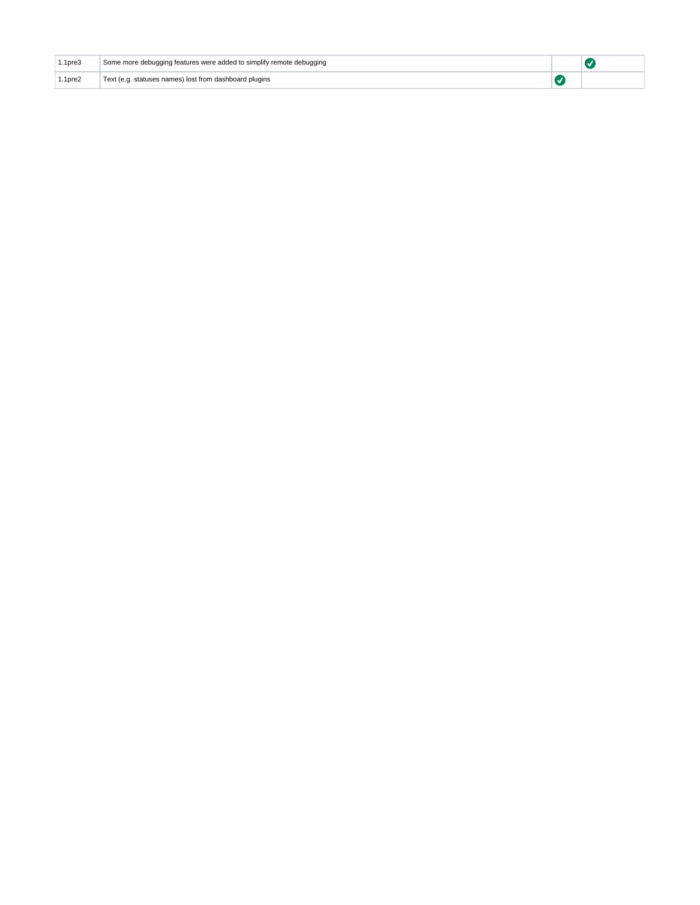| | | | |
|---|---|---|---|
| 1.1pre3 | Some more debugging features were added to simplify remote debugging | | ✅ |
| 1.1pre2 | Text (e.g. statuses names) lost from dashboard plugins | ✅ | |